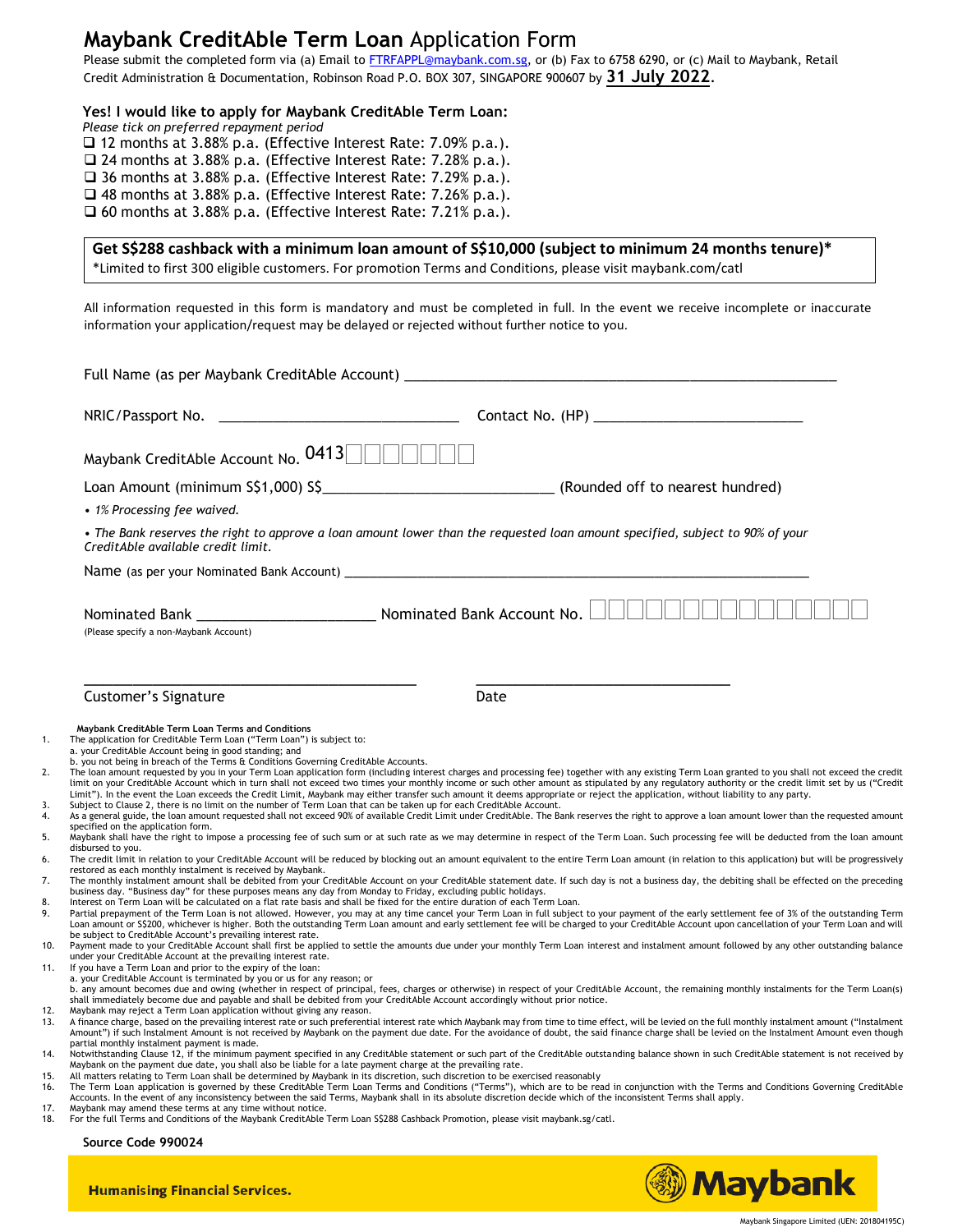// Maybank CreditAble Term Loan Application Form

# **Maybank CreditAble Term Loan** Application Form

Please submit the completed form via (a) Email to FTRFAPPL@maybank.com.sg, or (b) Fax to 6758 6290, or (c) Mail to Maybank, Retail Credit Administration & Documentation, Robinson Road P.O. BOX 307, SINGAPORE 900607 by **31 July 2022**.

**Yes! I would like to apply for Maybank CreditAble Term Loan:**

*Please tick on preferred repayment period*

- ❑ 12 months at 3.88% p.a. (Effective Interest Rate: 7.09% p.a.).
- ❑ 24 months at 3.88% p.a. (Effective Interest Rate: 7.28% p.a.).
- ❑ 36 months at 3.88% p.a. (Effective Interest Rate: 7.29% p.a.).
- ❑ 48 months at 3.88% p.a. (Effective Interest Rate: 7.26% p.a.).
- ❑ 60 months at 3.88% p.a. (Effective Interest Rate: 7.21% p.a.).

**Get S$288 cashback with a minimum loan amount of S$10,000 (subject to minimum 24 months tenure)***

*Limited to first 300 eligible customers. For promotion Terms and Conditions, please visit maybank.com/catl

All information requested in this form is mandatory and must be completed in full. In the event we receive incomplete or inaccurate information your application/request may be delayed or rejected without further notice to you.

Full Name (as per Maybank CreditAble Account) ______________________________________

NRIC/Passport No. ______________________ Contact No. (HP) ______________________

Maybank CreditAble Account No. 0413☐☐☐☐☐☐☐

Loan Amount (minimum S$1,000) S$______________________ (Rounded off to nearest hundred)

- *1% Processing fee waived.*
- *The Bank reserves the right to approve a loan amount lower than the requested loan amount specified, subject to 90% of your CreditAble available credit limit.*

Name (as per your Nominated Bank Account) ______________________________________

Nominated Bank ______________________ Nominated Bank Account No. ☐☐☐☐☐☐☐☐☐☐☐☐☐☐☐

(Please specify a non-Maybank Account)

______________________________ ______________________________

Customer's Signature Date

**Maybank CreditAble Term Loan Terms and Conditions**

1. The application for CreditAble Term Loan ("Term Loan") is subject to:
   a. your CreditAble Account being in good standing; and
   b. you not being in breach of the Terms & Conditions Governing CreditAble Accounts.
2. The loan amount requested by you in your Term Loan application form (including interest charges and processing fee) together with any existing Term Loan granted to you shall not exceed the credit limit on your CreditAble Account which in turn shall not exceed two times your monthly income or such other amount as stipulated by any regulatory authority or the credit limit set by us ("Credit Limit"). In the event the Loan exceeds the Credit Limit, Maybank may either transfer such amount it deems appropriate or reject the application, without liability to any party.
3. Subject to Clause 2, there is no limit on the number of Term Loan that can be taken up for each CreditAble Account.
4. As a general guide, the loan amount requested shall not exceed 90% of available Credit Limit under CreditAble. The Bank reserves the right to approve a loan amount lower than the requested amount specified on the application form.
5. Maybank shall have the right to impose a processing fee of such sum or at such rate as we may determine in respect of the Term Loan. Such processing fee will be deducted from the loan amount disbursed to you.
6. The credit limit in relation to your CreditAble Account will be reduced by blocking out an amount equivalent to the entire Term Loan amount (in relation to this application) but will be progressively restored as each monthly instalment is received by Maybank.
7. The monthly instalment amount shall be debited from your CreditAble Account on your CreditAble statement date. If such day is not a business day, the debiting shall be effected on the preceding business day. "Business day" for these purposes means any day from Monday to Friday, excluding public holidays.
8. Interest on Term Loan will be calculated on a flat rate basis and shall be fixed for the entire duration of each Term Loan.
9. Partial prepayment of the Term Loan is not allowed. However, you may at any time cancel your Term Loan in full subject to your payment of the early settlement fee of 3% of the outstanding Term Loan amount or S$200, whichever is higher. Both the outstanding Term Loan amount and early settlement fee will be charged to your CreditAble Account upon cancellation of your Term Loan and will be subject to CreditAble Account's prevailing interest rate.
10. Payment made to your CreditAble Account shall first be applied to settle the amounts due under your monthly Term Loan interest and instalment amount followed by any other outstanding balance under your CreditAble Account at the prevailing interest rate.
11. If you have a Term Loan and prior to the expiry of the loan:
    a. your CreditAble Account is terminated by you or us for any reason; or
    b. any amount becomes due and owing (whether in respect of principal, fees, charges or otherwise) in respect of your CreditAble Account, the remaining monthly instalments for the Term Loan(s) shall immediately become due and payable and shall be debited from your CreditAble Account accordingly without prior notice.
12. Maybank may reject a Term Loan application without giving any reason.
13. A finance charge, based on the prevailing interest rate or such preferential interest rate which Maybank may from time to time effect, will be levied on the full monthly instalment amount ("Instalment Amount") if such Instalment Amount is not received by Maybank on the payment due date. For the avoidance of doubt, the said finance charge shall be levied on the Instalment Amount even though partial monthly instalment payment is made.
14. Notwithstanding Clause 12, if the minimum payment specified in any CreditAble statement or such part of the CreditAble outstanding balance shown in such CreditAble statement is not received by Maybank on the payment due date, you shall also be liable for a late payment charge at the prevailing rate.
15. All matters relating to Term Loan shall be determined by Maybank in its discretion, such discretion to be exercised reasonably
16. The Term Loan application is governed by these CreditAble Term Loan Terms and Conditions ("Terms"), which are to be read in conjunction with the Terms and Conditions Governing CreditAble Accounts. In the event of any inconsistency between the said Terms, Maybank shall in its absolute discretion decide which of the inconsistent Terms shall apply.
17. Maybank may amend these terms at any time without notice.
18. For the full Terms and Conditions of the Maybank CreditAble Term Loan S$288 Cashback Promotion, please visit maybank.sg/catl.

**Source Code 990024**

**Humanising Financial Services.** Maybank

Maybank Singapore Limited (UEN: 201804195C)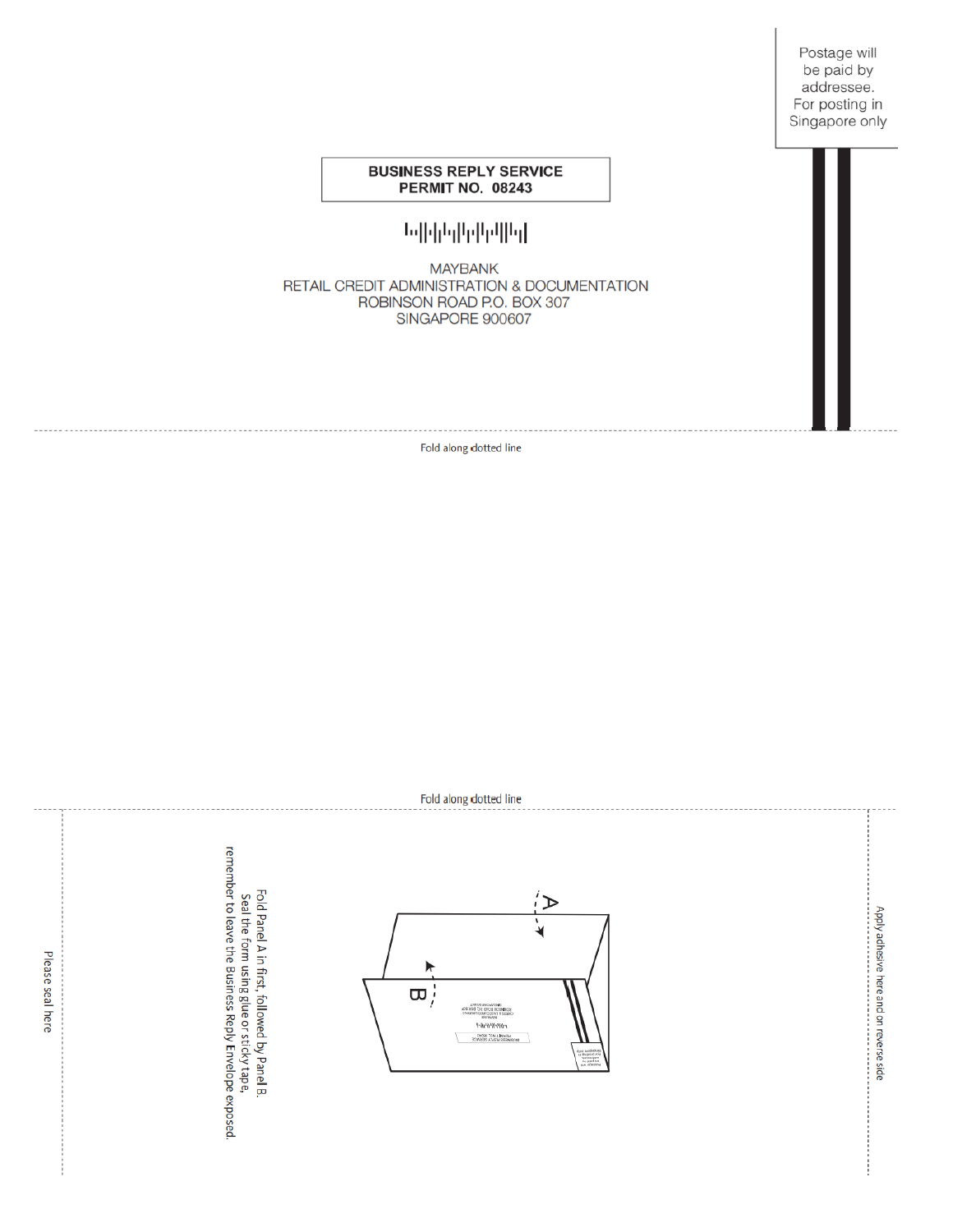Postage will be paid by addressee. For posting in Singapore only

**BUSINESS REPLY SERVICE**
**PERMIT NO. 08243**

MAYBANK
RETAIL CREDIT ADMINISTRATION & DOCUMENTATION
ROBINSON ROAD P.O. BOX 307
SINGAPORE 900607

Fold along dotted line

Fold along dotted line

Please seal here

Fold Panel A in first, followed by Panel B.
Seal the form using glue or sticky tape,
remember to leave the Business Reply Envelope exposed.

A

B

Apply adhesive here and on reverse side